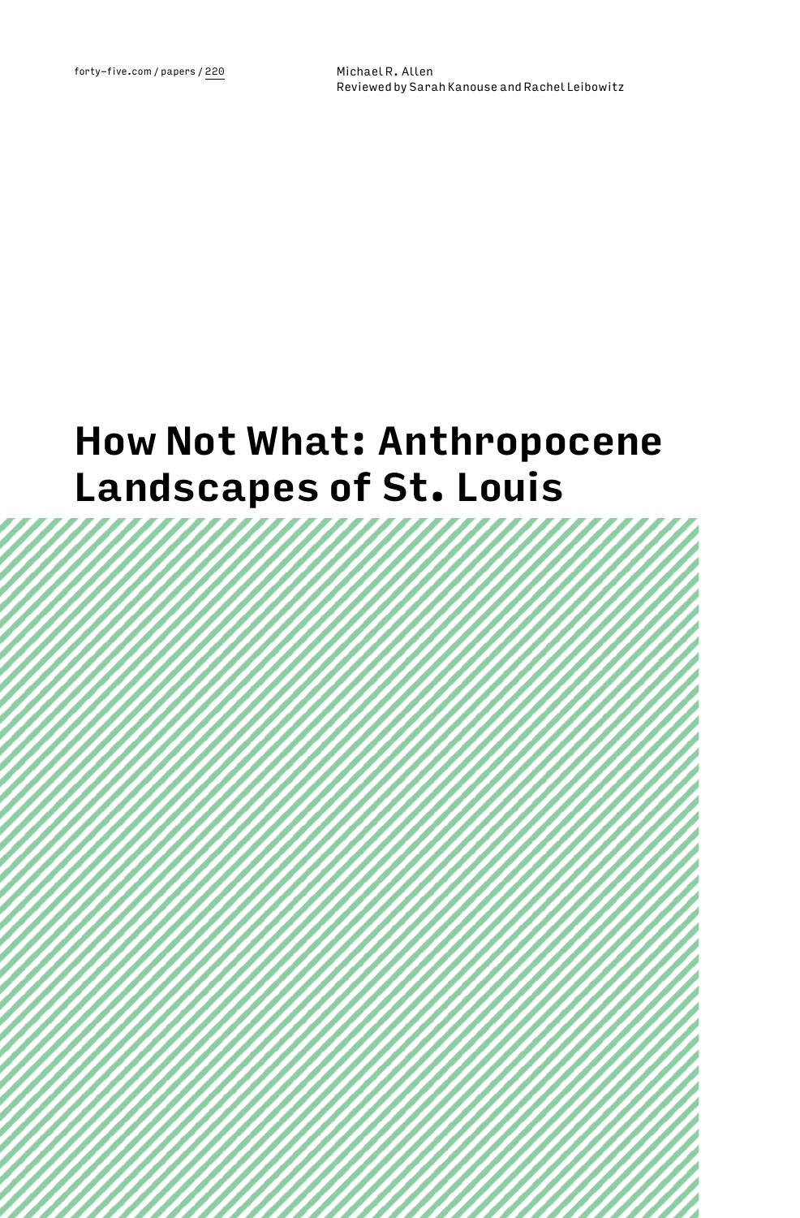forty-five.com / papers / 220

Michael R. Allen
Reviewed by Sarah Kanouse and Rachel Leibowitz

# How Not What: Anthropocene Landscapes of St. Louis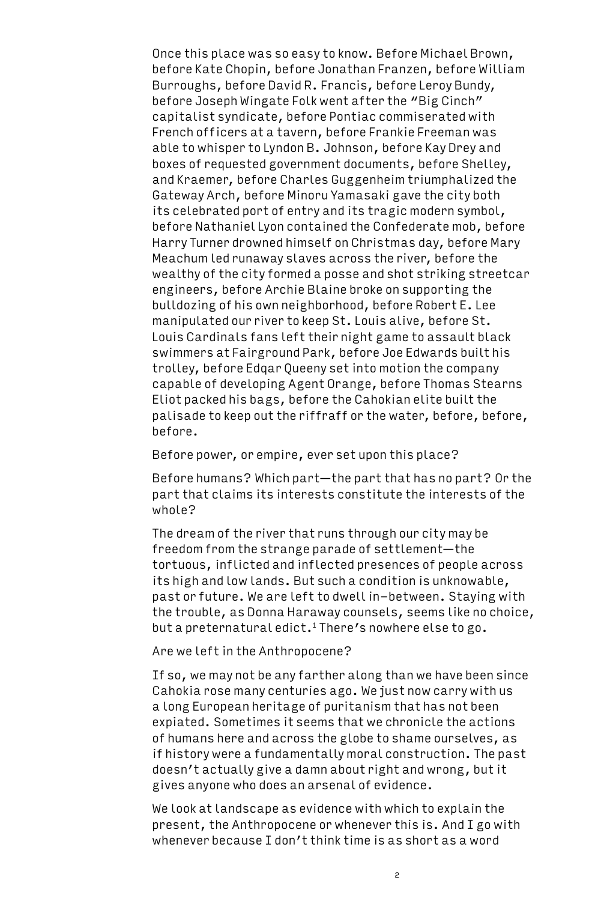Once this place was so easy to know. Before Michael Brown, before Kate Chopin, before Jonathan Franzen, before William Burroughs, before David R. Francis, before Leroy Bundy, before Joseph Wingate Folk went after the "Big Cinch" capitalist syndicate, before Pontiac commiserated with French officers at a tavern, before Frankie Freeman was able to whisper to Lyndon B. Johnson, before Kay Drey and boxes of requested government documents, before Shelley, and Kraemer, before Charles Guggenheim triumphalized the Gateway Arch, before Minoru Yamasaki gave the city both its celebrated port of entry and its tragic modern symbol, before Nathaniel Lyon contained the Confederate mob, before Harry Turner drowned himself on Christmas day, before Mary Meachum led runaway slaves across the river, before the wealthy of the city formed a posse and shot striking streetcar engineers, before Archie Blaine broke on supporting the bulldozing of his own neighborhood, before Robert E. Lee manipulated our river to keep St. Louis alive, before St. Louis Cardinals fans left their night game to assault black swimmers at Fairground Park, before Joe Edwards built his trolley, before Edgar Queeny set into motion the company capable of developing Agent Orange, before Thomas Stearns Eliot packed his bags, before the Cahokian elite built the palisade to keep out the riffraff or the water, before, before, before.

Before power, or empire, ever set upon this place?

Before humans? Which part—the part that has no part? Or the part that claims its interests constitute the interests of the whole?

The dream of the river that runs through our city may be freedom from the strange parade of settlement—the tortuous, inflicted and inflected presences of people across its high and low lands. But such a condition is unknowable, past or future. We are left to dwell in–between. Staying with the trouble, as Donna Haraway counsels, seems like no choice, but a preternatural edict.[1] There's nowhere else to go.

Are we left in the Anthropocene?

If so, we may not be any farther along than we have been since Cahokia rose many centuries ago. We just now carry with us a long European heritage of puritanism that has not been expiated. Sometimes it seems that we chronicle the actions of humans here and across the globe to shame ourselves, as if history were a fundamentally moral construction. The past doesn't actually give a damn about right and wrong, but it gives anyone who does an arsenal of evidence.

We look at landscape as evidence with which to explain the present, the Anthropocene or whenever this is. And I go with whenever because I don't think time is as short as a word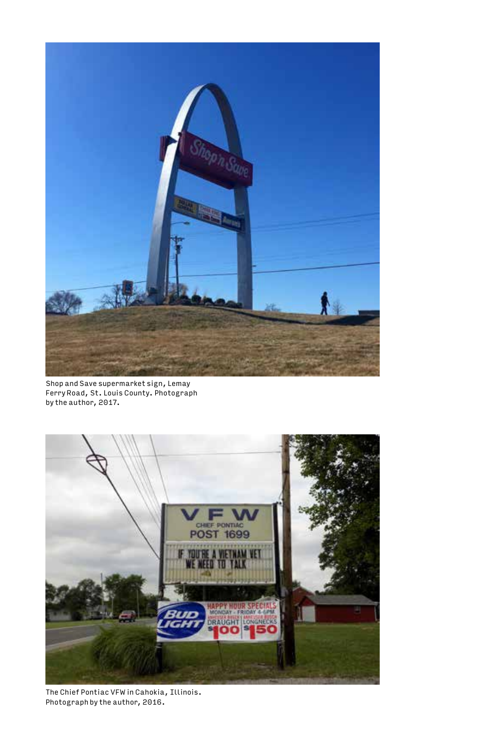Shop and Save supermarket sign, Lemay Ferry Road, St. Louis County. Photograph by the author, 2017.

The Chief Pontiac VFW in Cahokia, Illinois. Photograph by the author, 2016.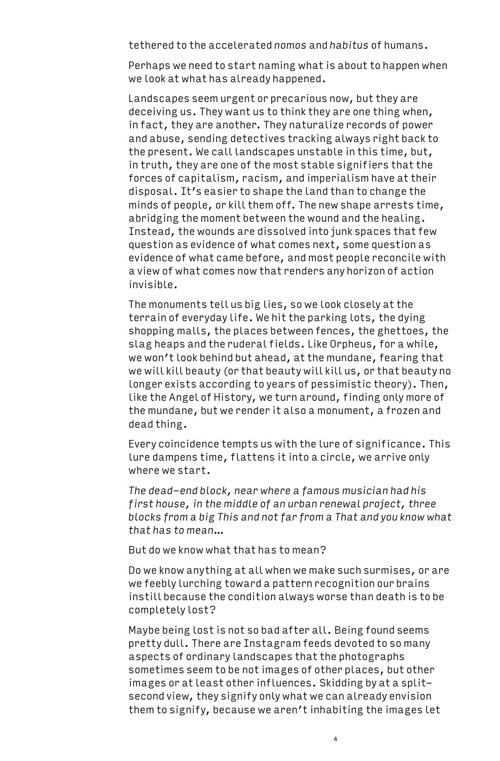tethered to the accelerated *nomos* and *habitus* of humans.

Perhaps we need to start naming what is about to happen when we look at what has already happened.

Landscapes seem urgent or precarious now, but they are deceiving us. They want us to think they are one thing when, in fact, they are another. They naturalize records of power and abuse, sending detectives tracking always right back to the present. We call landscapes unstable in this time, but, in truth, they are one of the most stable signifiers that the forces of capitalism, racism, and imperialism have at their disposal. It's easier to shape the land than to change the minds of people, or kill them off. The new shape arrests time, abridging the moment between the wound and the healing. Instead, the wounds are dissolved into junk spaces that few question as evidence of what comes next, some question as evidence of what came before, and most people reconcile with a view of what comes now that renders any horizon of action invisible.

The monuments tell us big lies, so we look closely at the terrain of everyday life. We hit the parking lots, the dying shopping malls, the places between fences, the ghettoes, the slag heaps and the ruderal fields. Like Orpheus, for a while, we won't look behind but ahead, at the mundane, fearing that we will kill beauty (or that beauty will kill us, or that beauty no longer exists according to years of pessimistic theory). Then, like the Angel of History, we turn around, finding only more of the mundane, but we render it also a monument, a frozen and dead thing.

Every coincidence tempts us with the lure of significance. This lure dampens time, flattens it into a circle, we arrive only where we start.

*The dead-end block, near where a famous musician had his first house, in the middle of an urban renewal project, three blocks from a big This and not far from a That and you know what that has to mean…*

But do we know what that has to mean?

Do we know anything at all when we make such surmises, or are we feebly lurching toward a pattern recognition our brains instill because the condition always worse than death is to be completely lost?

Maybe being lost is not so bad after all. Being found seems pretty dull. There are Instagram feeds devoted to so many aspects of ordinary landscapes that the photographs sometimes seem to be not images of other places, but other images or at least other influences. Skidding by at a split-second view, they signify only what we can already envision them to signify, because we aren't inhabiting the images let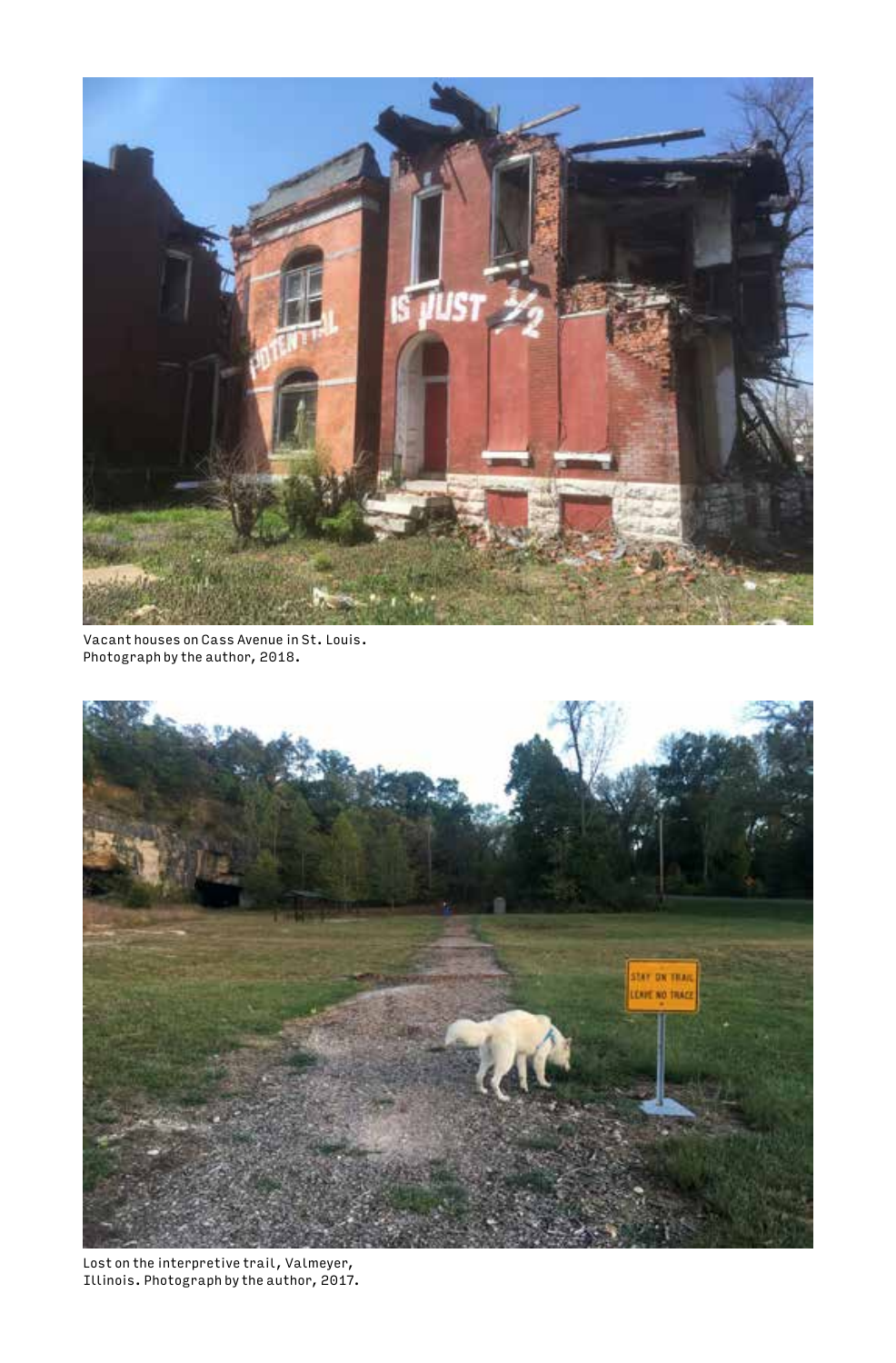Vacant houses on Cass Avenue in St. Louis. Photograph by the author, 2018.

Lost on the interpretive trail, Valmeyer, Illinois. Photograph by the author, 2017.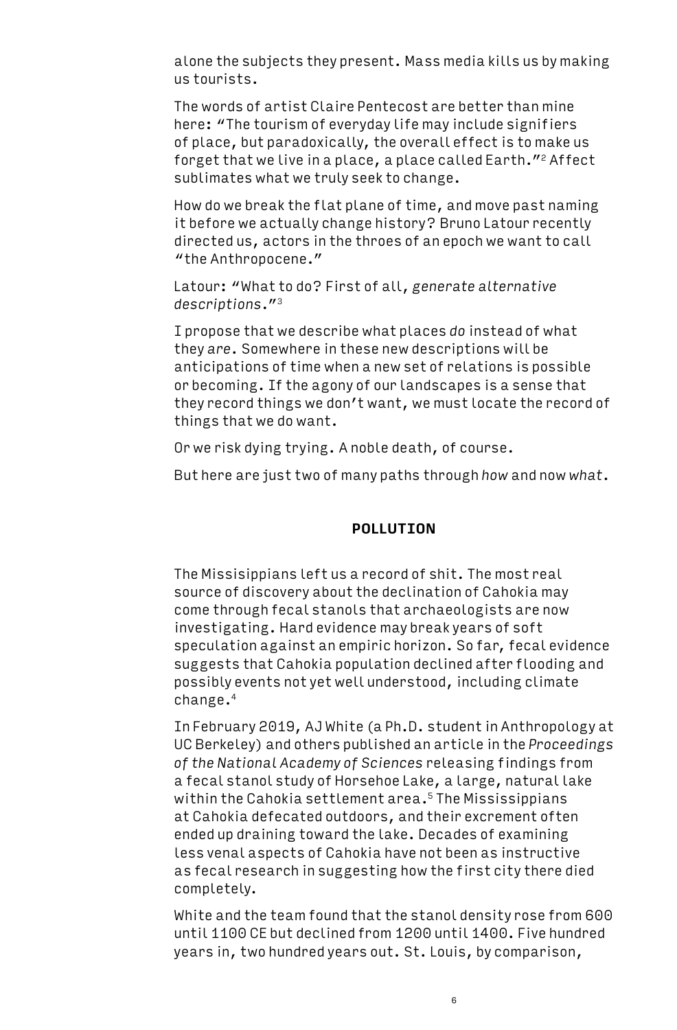alone the subjects they present. Mass media kills us by making us tourists.

The words of artist Claire Pentecost are better than mine here: "The tourism of everyday life may include signifiers of place, but paradoxically, the overall effect is to make us forget that we live in a place, a place called Earth."[2] Affect sublimates what we truly seek to change.

How do we break the flat plane of time, and move past naming it before we actually change history? Bruno Latour recently directed us, actors in the throes of an epoch we want to call "the Anthropocene."

Latour: "What to do? First of all, *generate alternative descriptions*."[3]

I propose that we describe what places *do* instead of what they *are*. Somewhere in these new descriptions will be anticipations of time when a new set of relations is possible or becoming. If the agony of our landscapes is a sense that they record things we don't want, we must locate the record of things that we do want.

Or we risk dying trying. A noble death, of course.

But here are just two of many paths through *how* and now *what*.

## POLLUTION

The Missisippians left us a record of shit. The most real source of discovery about the declination of Cahokia may come through fecal stanols that archaeologists are now investigating. Hard evidence may break years of soft speculation against an empiric horizon. So far, fecal evidence suggests that Cahokia population declined after flooding and possibly events not yet well understood, including climate change.[4]

In February 2019, AJ White (a Ph.D. student in Anthropology at UC Berkeley) and others published an article in the *Proceedings of the National Academy of Sciences* releasing findings from a fecal stanol study of Horsehoe Lake, a large, natural lake within the Cahokia settlement area.[5] The Mississippians at Cahokia defecated outdoors, and their excrement often ended up draining toward the lake. Decades of examining less venal aspects of Cahokia have not been as instructive as fecal research in suggesting how the first city there died completely.

White and the team found that the stanol density rose from 600 until 1100 CE but declined from 1200 until 1400. Five hundred years in, two hundred years out. St. Louis, by comparison,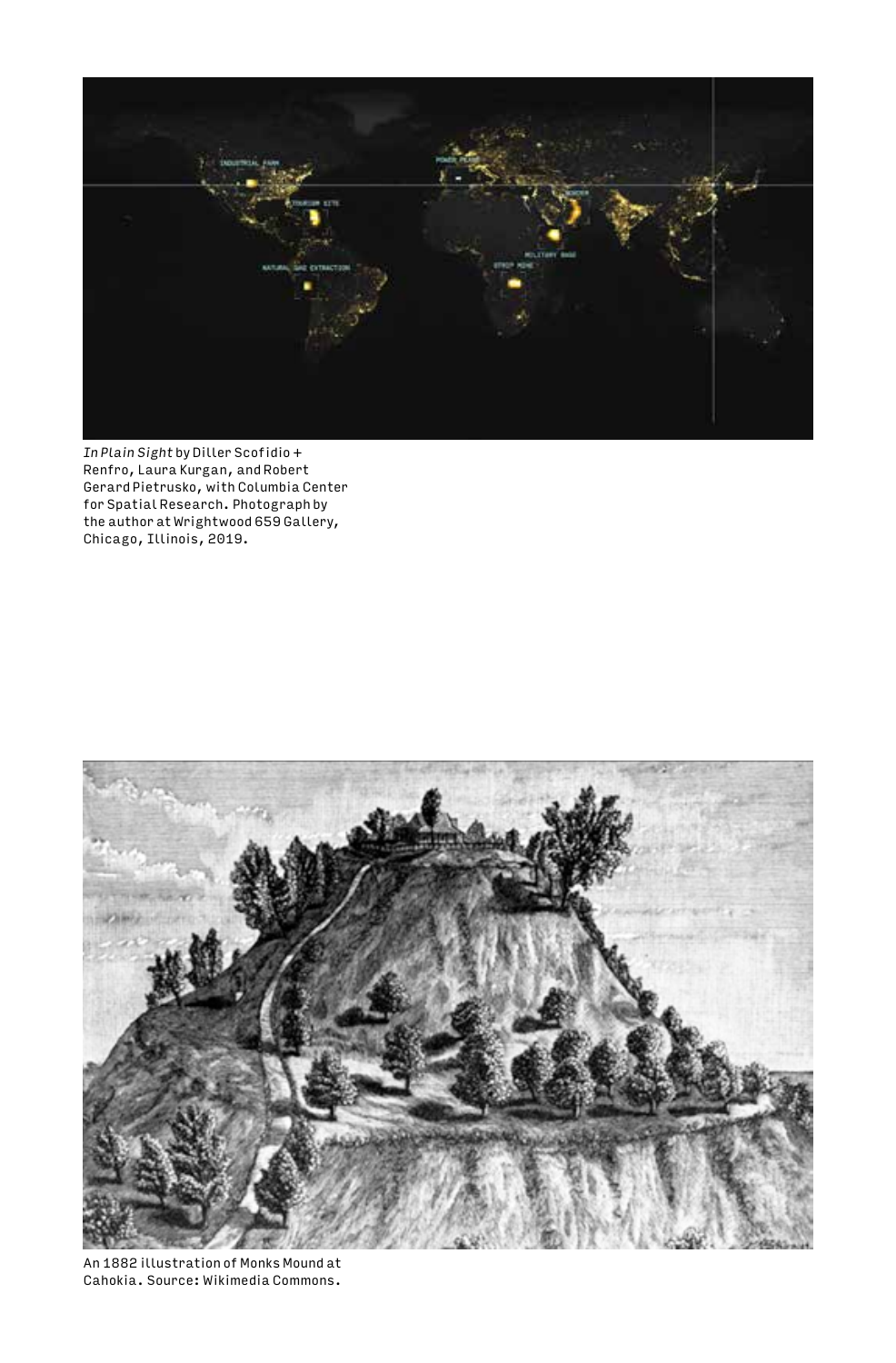*In Plain Sight* by Diller Scofidio + Renfro, Laura Kurgan, and Robert Gerard Pietrusko, with Columbia Center for Spatial Research. Photograph by the author at Wrightwood 659 Gallery, Chicago, Illinois, 2019.

An 1882 illustration of Monks Mound at Cahokia. Source: Wikimedia Commons.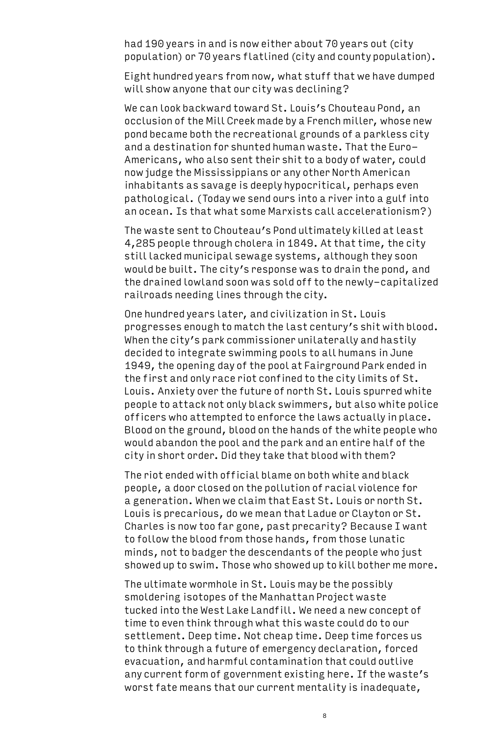had 190 years in and is now either about 70 years out (city population) or 70 years flatlined (city and county population).

Eight hundred years from now, what stuff that we have dumped will show anyone that our city was declining?

We can look backward toward St. Louis's Chouteau Pond, an occlusion of the Mill Creek made by a French miller, whose new pond became both the recreational grounds of a parkless city and a destination for shunted human waste. That the Euro-Americans, who also sent their shit to a body of water, could now judge the Mississippians or any other North American inhabitants as savage is deeply hypocritical, perhaps even pathological. (Today we send ours into a river into a gulf into an ocean. Is that what some Marxists call accelerationism?)

The waste sent to Chouteau's Pond ultimately killed at least 4,285 people through cholera in 1849. At that time, the city still lacked municipal sewage systems, although they soon would be built. The city's response was to drain the pond, and the drained lowland soon was sold off to the newly-capitalized railroads needing lines through the city.

One hundred years later, and civilization in St. Louis progresses enough to match the last century's shit with blood. When the city's park commissioner unilaterally and hastily decided to integrate swimming pools to all humans in June 1949, the opening day of the pool at Fairground Park ended in the first and only race riot confined to the city limits of St. Louis. Anxiety over the future of north St. Louis spurred white people to attack not only black swimmers, but also white police officers who attempted to enforce the laws actually in place. Blood on the ground, blood on the hands of the white people who would abandon the pool and the park and an entire half of the city in short order. Did they take that blood with them?

The riot ended with official blame on both white and black people, a door closed on the pollution of racial violence for a generation. When we claim that East St. Louis or north St. Louis is precarious, do we mean that Ladue or Clayton or St. Charles is now too far gone, past precarity? Because I want to follow the blood from those hands, from those lunatic minds, not to badger the descendants of the people who just showed up to swim. Those who showed up to kill bother me more.

The ultimate wormhole in St. Louis may be the possibly smoldering isotopes of the Manhattan Project waste tucked into the West Lake Landfill. We need a new concept of time to even think through what this waste could do to our settlement. Deep time. Not cheap time. Deep time forces us to think through a future of emergency declaration, forced evacuation, and harmful contamination that could outlive any current form of government existing here. If the waste's worst fate means that our current mentality is inadequate,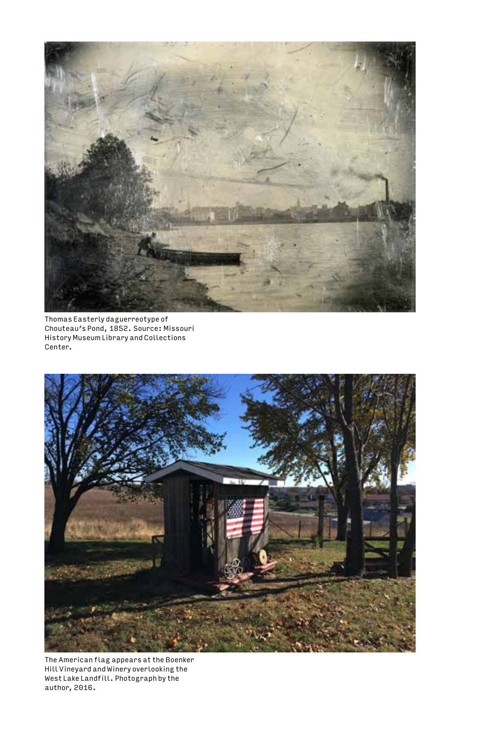Thomas Easterly daguerreotype of Chouteau's Pond, 1852. Source: Missouri History Museum Library and Collections Center.

The American flag appears at the Boenker Hill Vineyard and Winery overlooking the West Lake Landfill. Photograph by the author, 2016.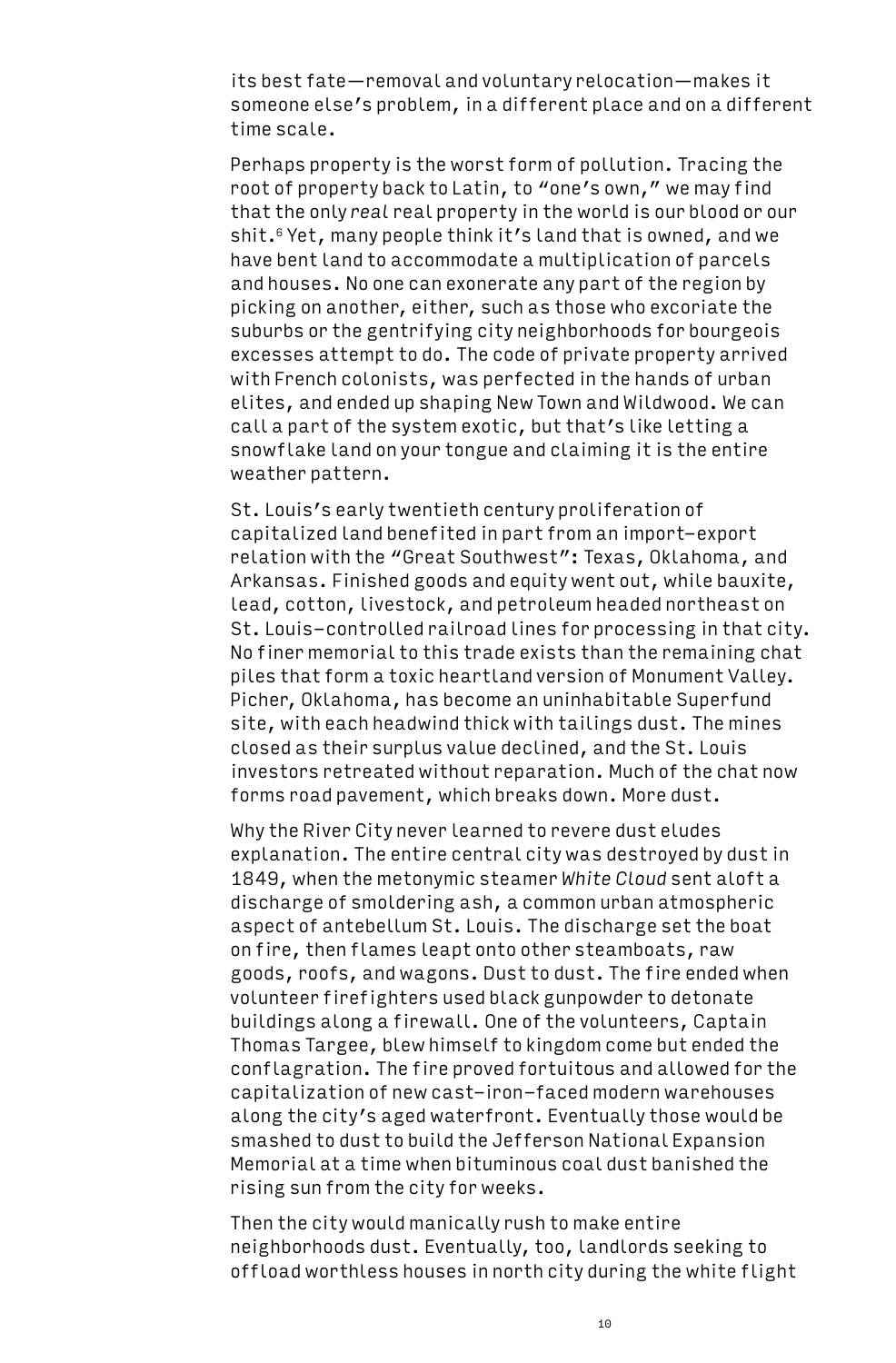its best fate—removal and voluntary relocation—makes it someone else's problem, in a different place and on a different time scale.

Perhaps property is the worst form of pollution. Tracing the root of property back to Latin, to "one's own," we may find that the only *real* real property in the world is our blood or our shit.[6] Yet, many people think it's land that is owned, and we have bent land to accommodate a multiplication of parcels and houses. No one can exonerate any part of the region by picking on another, either, such as those who excoriate the suburbs or the gentrifying city neighborhoods for bourgeois excesses attempt to do. The code of private property arrived with French colonists, was perfected in the hands of urban elites, and ended up shaping New Town and Wildwood. We can call a part of the system exotic, but that's like letting a snowflake land on your tongue and claiming it is the entire weather pattern.

St. Louis's early twentieth century proliferation of capitalized land benefited in part from an import–export relation with the "Great Southwest": Texas, Oklahoma, and Arkansas. Finished goods and equity went out, while bauxite, lead, cotton, livestock, and petroleum headed northeast on St. Louis–controlled railroad lines for processing in that city. No finer memorial to this trade exists than the remaining chat piles that form a toxic heartland version of Monument Valley. Picher, Oklahoma, has become an uninhabitable Superfund site, with each headwind thick with tailings dust. The mines closed as their surplus value declined, and the St. Louis investors retreated without reparation. Much of the chat now forms road pavement, which breaks down. More dust.

Why the River City never learned to revere dust eludes explanation. The entire central city was destroyed by dust in 1849, when the metonymic steamer *White Cloud* sent aloft a discharge of smoldering ash, a common urban atmospheric aspect of antebellum St. Louis. The discharge set the boat on fire, then flames leapt onto other steamboats, raw goods, roofs, and wagons. Dust to dust. The fire ended when volunteer firefighters used black gunpowder to detonate buildings along a firewall. One of the volunteers, Captain Thomas Targee, blew himself to kingdom come but ended the conflagration. The fire proved fortuitous and allowed for the capitalization of new cast-iron–faced modern warehouses along the city's aged waterfront. Eventually those would be smashed to dust to build the Jefferson National Expansion Memorial at a time when bituminous coal dust banished the rising sun from the city for weeks.

Then the city would manically rush to make entire neighborhoods dust. Eventually, too, landlords seeking to offload worthless houses in north city during the white flight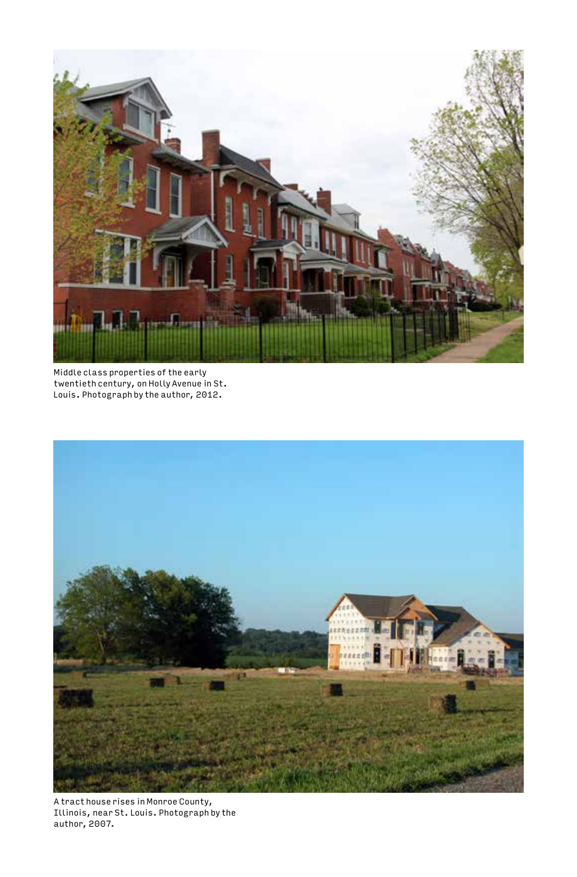Middle class properties of the early twentieth century, on Holly Avenue in St. Louis. Photograph by the author, 2012.

A tract house rises in Monroe County, Illinois, near St. Louis. Photograph by the author, 2007.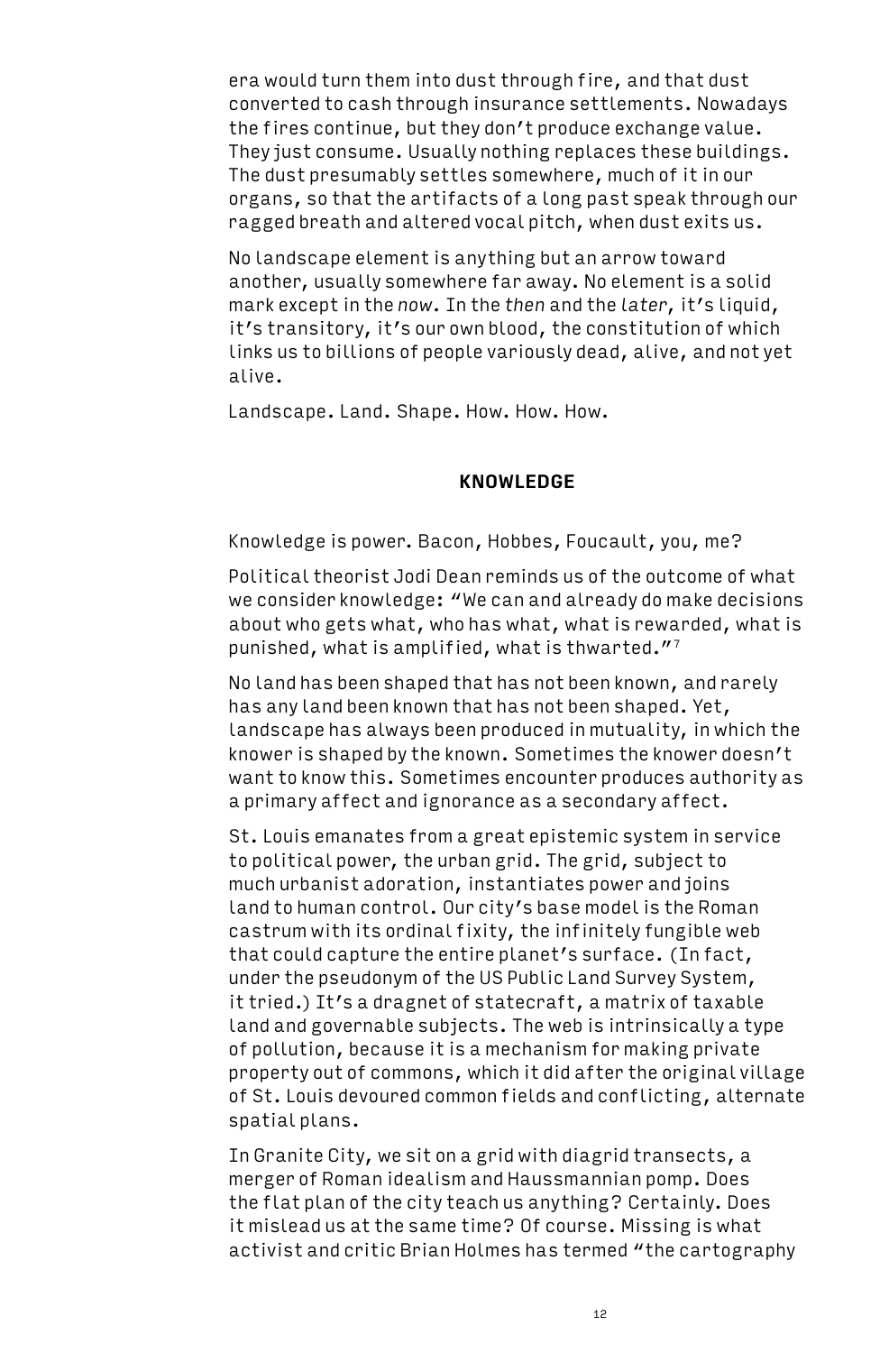era would turn them into dust through fire, and that dust converted to cash through insurance settlements. Nowadays the fires continue, but they don't produce exchange value. They just consume. Usually nothing replaces these buildings. The dust presumably settles somewhere, much of it in our organs, so that the artifacts of a long past speak through our ragged breath and altered vocal pitch, when dust exits us.

No landscape element is anything but an arrow toward another, usually somewhere far away. No element is a solid mark except in the *now*. In the *then* and the *later*, it's liquid, it's transitory, it's our own blood, the constitution of which links us to billions of people variously dead, alive, and not yet alive.

Landscape. Land. Shape. How. How. How.

## KNOWLEDGE

Knowledge is power. Bacon, Hobbes, Foucault, you, me?

Political theorist Jodi Dean reminds us of the outcome of what we consider knowledge: "We can and already do make decisions about who gets what, who has what, what is rewarded, what is punished, what is amplified, what is thwarted."[7]

No land has been shaped that has not been known, and rarely has any land been known that has not been shaped. Yet, landscape has always been produced in mutuality, in which the knower is shaped by the known. Sometimes the knower doesn't want to know this. Sometimes encounter produces authority as a primary affect and ignorance as a secondary affect.

St. Louis emanates from a great epistemic system in service to political power, the urban grid. The grid, subject to much urbanist adoration, instantiates power and joins land to human control. Our city's base model is the Roman castrum with its ordinal fixity, the infinitely fungible web that could capture the entire planet's surface. (In fact, under the pseudonym of the US Public Land Survey System, it tried.) It's a dragnet of statecraft, a matrix of taxable land and governable subjects. The web is intrinsically a type of pollution, because it is a mechanism for making private property out of commons, which it did after the original village of St. Louis devoured common fields and conflicting, alternate spatial plans.

In Granite City, we sit on a grid with diagrid transects, a merger of Roman idealism and Haussmannian pomp. Does the flat plan of the city teach us anything? Certainly. Does it mislead us at the same time? Of course. Missing is what activist and critic Brian Holmes has termed "the cartography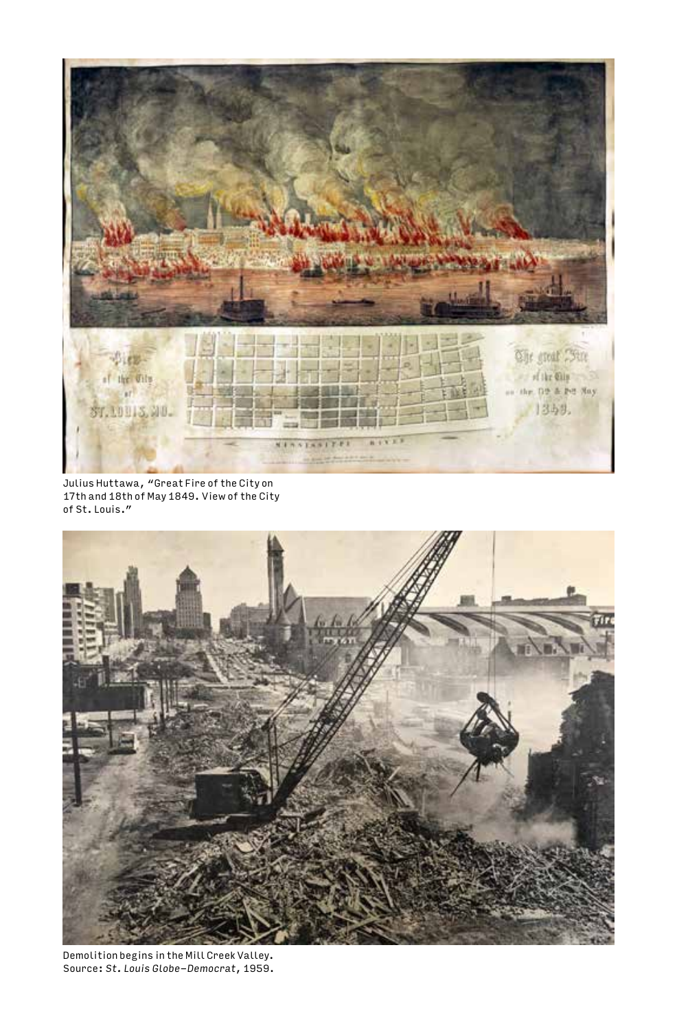Julius Huttawa, "Great Fire of the City on 17th and 18th of May 1849. View of the City of St. Louis."

Demolition begins in the Mill Creek Valley. Source: *St. Louis Globe-Democrat*, 1959.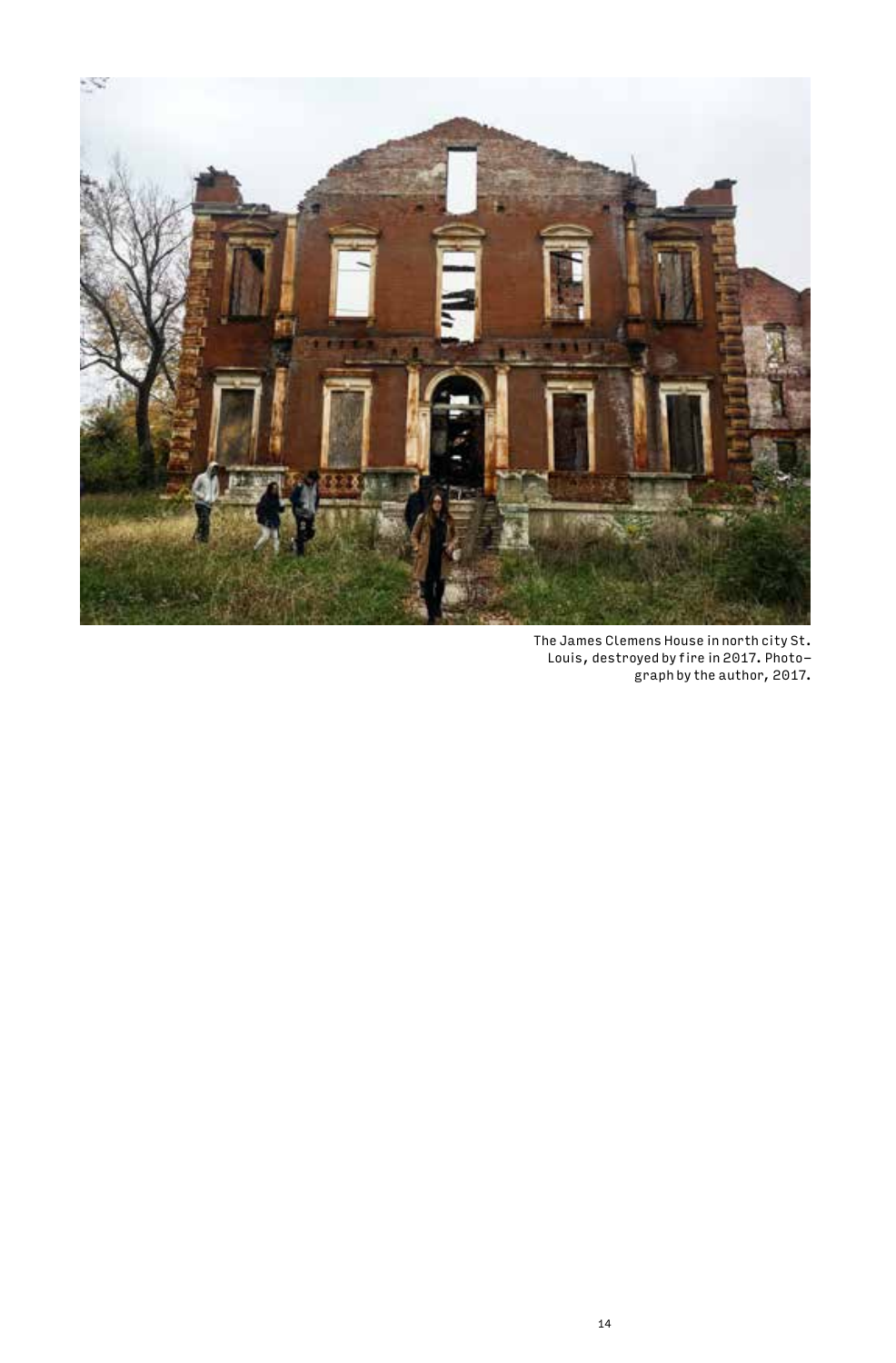The James Clemens House in north city St. Louis, destroyed by fire in 2017. Photograph by the author, 2017.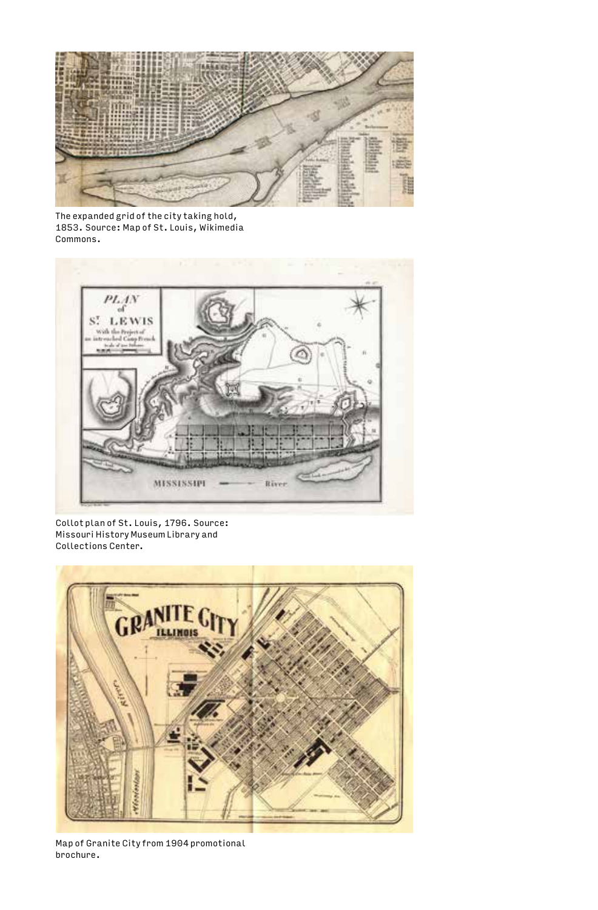The expanded grid of the city taking hold, 1853. Source: Map of St. Louis, Wikimedia Commons.

Collot plan of St. Louis, 1796. Source: Missouri History Museum Library and Collections Center.

Map of Granite City from 1904 promotional brochure.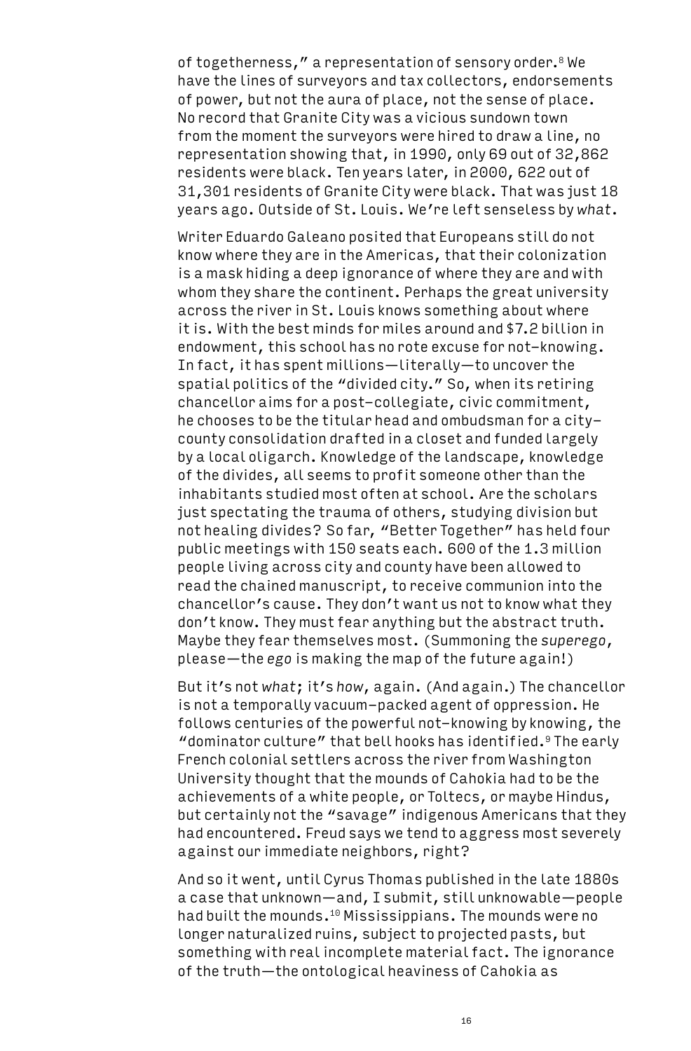of togetherness," a representation of sensory order.[8] We have the lines of surveyors and tax collectors, endorsements of power, but not the aura of place, not the sense of place. No record that Granite City was a vicious sundown town from the moment the surveyors were hired to draw a line, no representation showing that, in 1990, only 69 out of 32,862 residents were black. Ten years later, in 2000, 622 out of 31,301 residents of Granite City were black. That was just 18 years ago. Outside of St. Louis. We're left senseless by *what*.

Writer Eduardo Galeano posited that Europeans still do not know where they are in the Americas, that their colonization is a mask hiding a deep ignorance of where they are and with whom they share the continent. Perhaps the great university across the river in St. Louis knows something about where it is. With the best minds for miles around and $7.2 billion in endowment, this school has no rote excuse for not-knowing. In fact, it has spent millions—literally—to uncover the spatial politics of the "divided city." So, when its retiring chancellor aims for a post-collegiate, civic commitment, he chooses to be the titular head and ombudsman for a city-county consolidation drafted in a closet and funded largely by a local oligarch. Knowledge of the landscape, knowledge of the divides, all seems to profit someone other than the inhabitants studied most often at school. Are the scholars just spectating the trauma of others, studying division but not healing divides? So far, "Better Together" has held four public meetings with 150 seats each. 600 of the 1.3 million people living across city and county have been allowed to read the chained manuscript, to receive communion into the chancellor's cause. They don't want us not to know what they don't know. They must fear anything but the abstract truth. Maybe they fear themselves most. (Summoning the *superego*, please—the *ego* is making the map of the future again!)

But it's not *what*; it's *how*, again. (And again.) The chancellor is not a temporally vacuum-packed agent of oppression. He follows centuries of the powerful not-knowing by knowing, the "dominator culture" that bell hooks has identified.[9] The early French colonial settlers across the river from Washington University thought that the mounds of Cahokia had to be the achievements of a white people, or Toltecs, or maybe Hindus, but certainly not the "savage" indigenous Americans that they had encountered. Freud says we tend to aggress most severely against our immediate neighbors, right?

And so it went, until Cyrus Thomas published in the late 1880s a case that unknown—and, I submit, still unknowable—people had built the mounds.[10] Mississippians. The mounds were no longer naturalized ruins, subject to projected pasts, but something with real incomplete material fact. The ignorance of the truth—the ontological heaviness of Cahokia as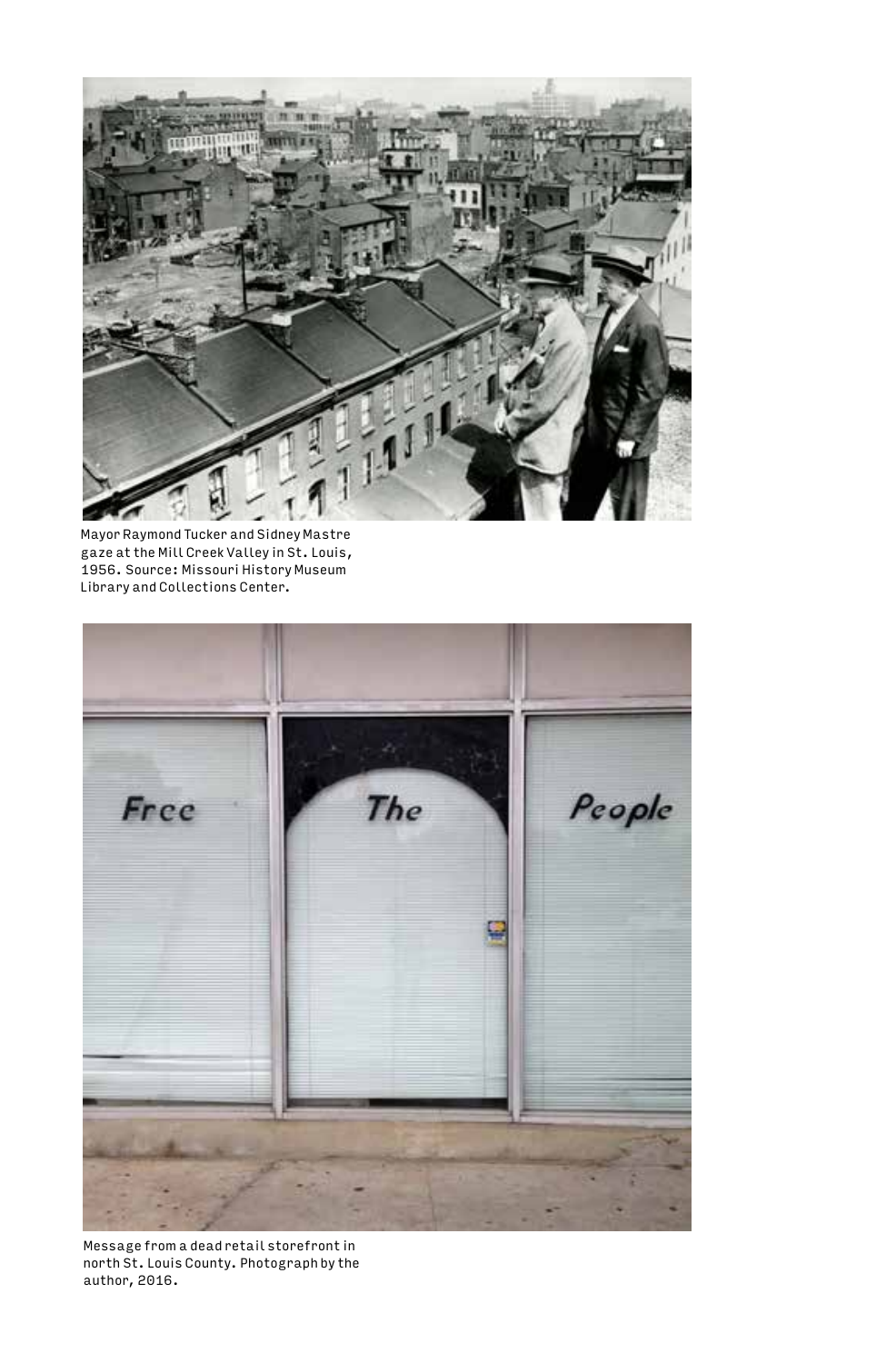Mayor Raymond Tucker and Sidney Mastre gaze at the Mill Creek Valley in St. Louis, 1956. Source: Missouri History Museum Library and Collections Center.

Message from a dead retail storefront in north St. Louis County. Photograph by the author, 2016.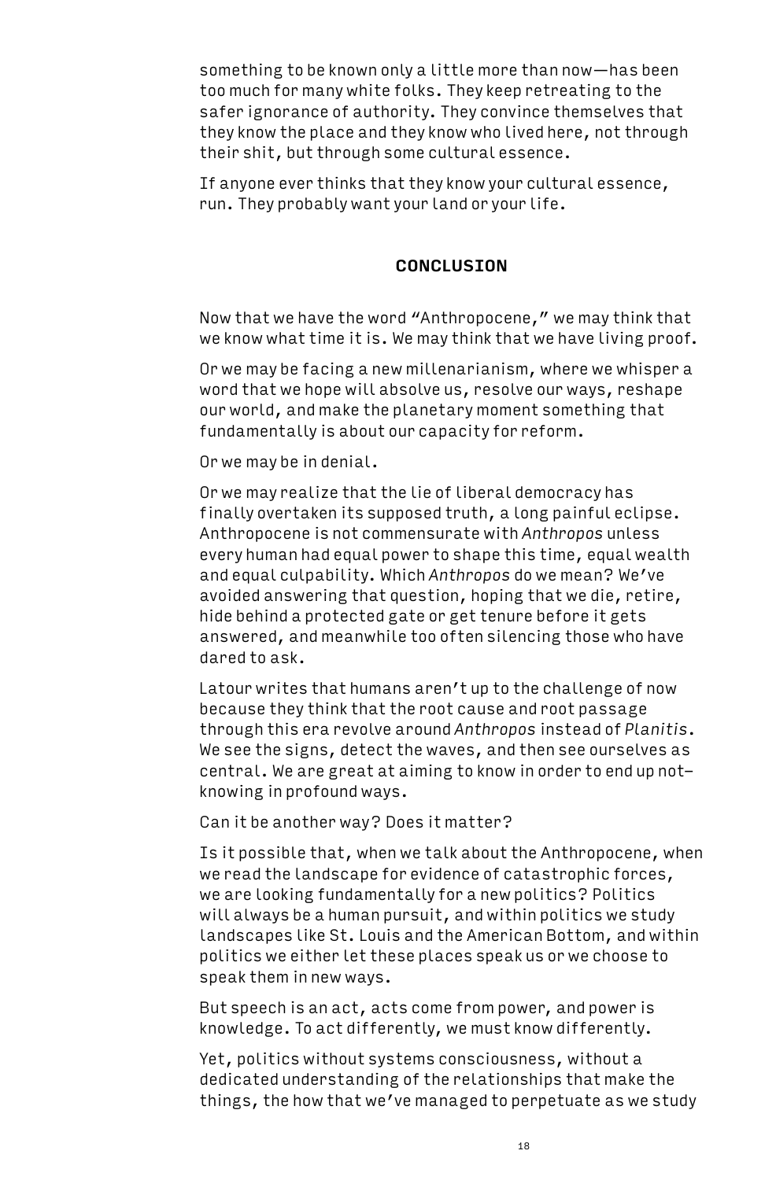something to be known only a little more than now—has been too much for many white folks. They keep retreating to the safer ignorance of authority. They convince themselves that they know the place and they know who lived here, not through their shit, but through some cultural essence.

If anyone ever thinks that they know your cultural essence, run. They probably want your land or your life.

## CONCLUSION

Now that we have the word "Anthropocene," we may think that we know what time it is. We may think that we have living proof.

Or we may be facing a new millenarianism, where we whisper a word that we hope will absolve us, resolve our ways, reshape our world, and make the planetary moment something that fundamentally is about our capacity for reform.

Or we may be in denial.

Or we may realize that the lie of liberal democracy has finally overtaken its supposed truth, a long painful eclipse. Anthropocene is not commensurate with *Anthropos* unless every human had equal power to shape this time, equal wealth and equal culpability. Which *Anthropos* do we mean? We've avoided answering that question, hoping that we die, retire, hide behind a protected gate or get tenure before it gets answered, and meanwhile too often silencing those who have dared to ask.

Latour writes that humans aren't up to the challenge of now because they think that the root cause and root passage through this era revolve around *Anthropos* instead of *Planitis*. We see the signs, detect the waves, and then see ourselves as central. We are great at aiming to know in order to end up not-knowing in profound ways.

Can it be another way? Does it matter?

Is it possible that, when we talk about the Anthropocene, when we read the landscape for evidence of catastrophic forces, we are looking fundamentally for a new politics? Politics will always be a human pursuit, and within politics we study landscapes like St. Louis and the American Bottom, and within politics we either let these places speak us or we choose to speak them in new ways.

But speech is an act, acts come from power, and power is knowledge. To act differently, we must know differently.

Yet, politics without systems consciousness, without a dedicated understanding of the relationships that make the things, the how that we've managed to perpetuate as we study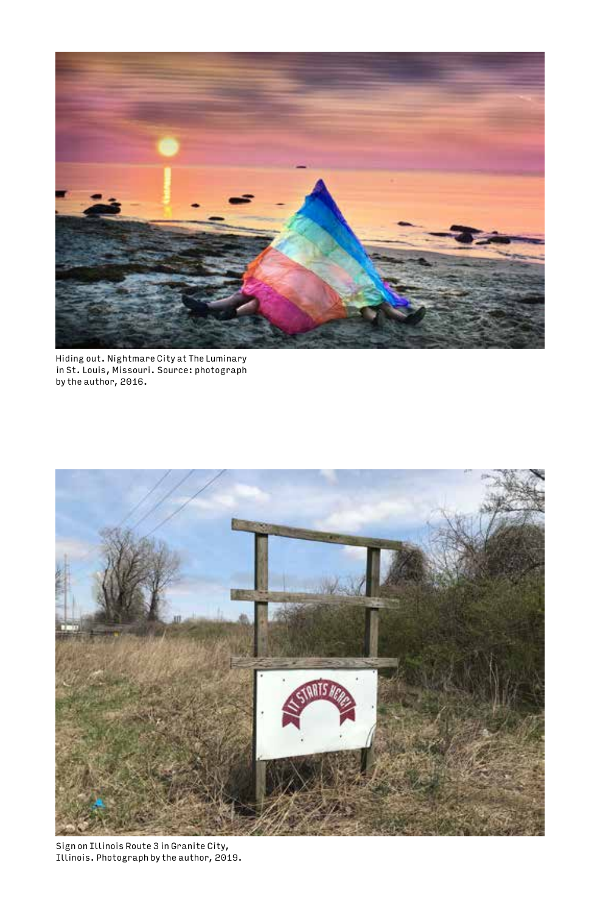Hiding out. Nightmare City at The Luminary in St. Louis, Missouri. Source: photograph by the author, 2016.

Sign on Illinois Route 3 in Granite City, Illinois. Photograph by the author, 2019.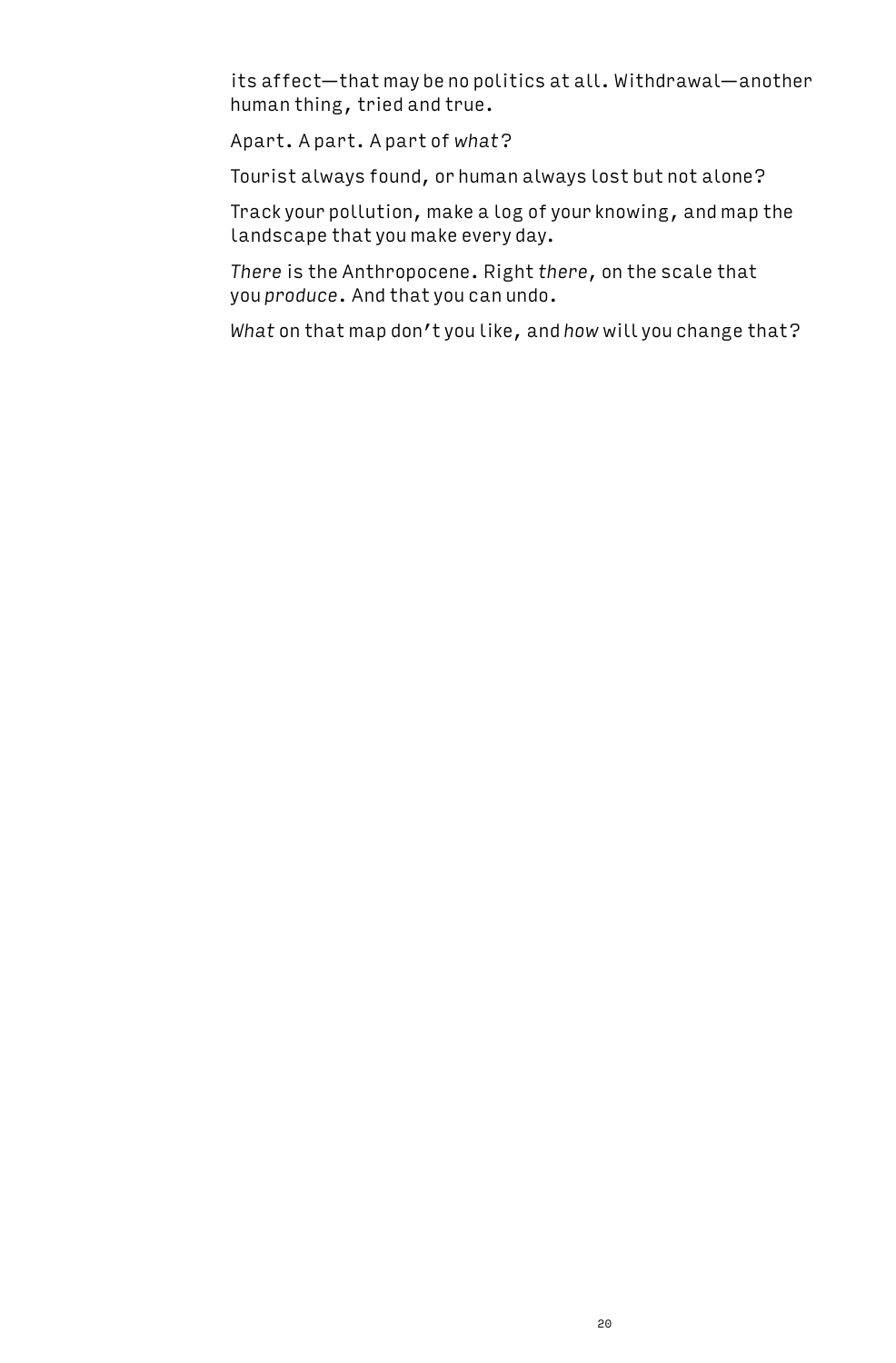its affect—that may be no politics at all. Withdrawal—another human thing, tried and true.

Apart. A part. A part of *what*?

Tourist always found, or human always lost but not alone?

Track your pollution, make a log of your knowing, and map the landscape that you make every day.

*There* is the Anthropocene. Right *there*, on the scale that you *produce*. And that you can undo.

*What* on that map don't you like, and *how* will you change that?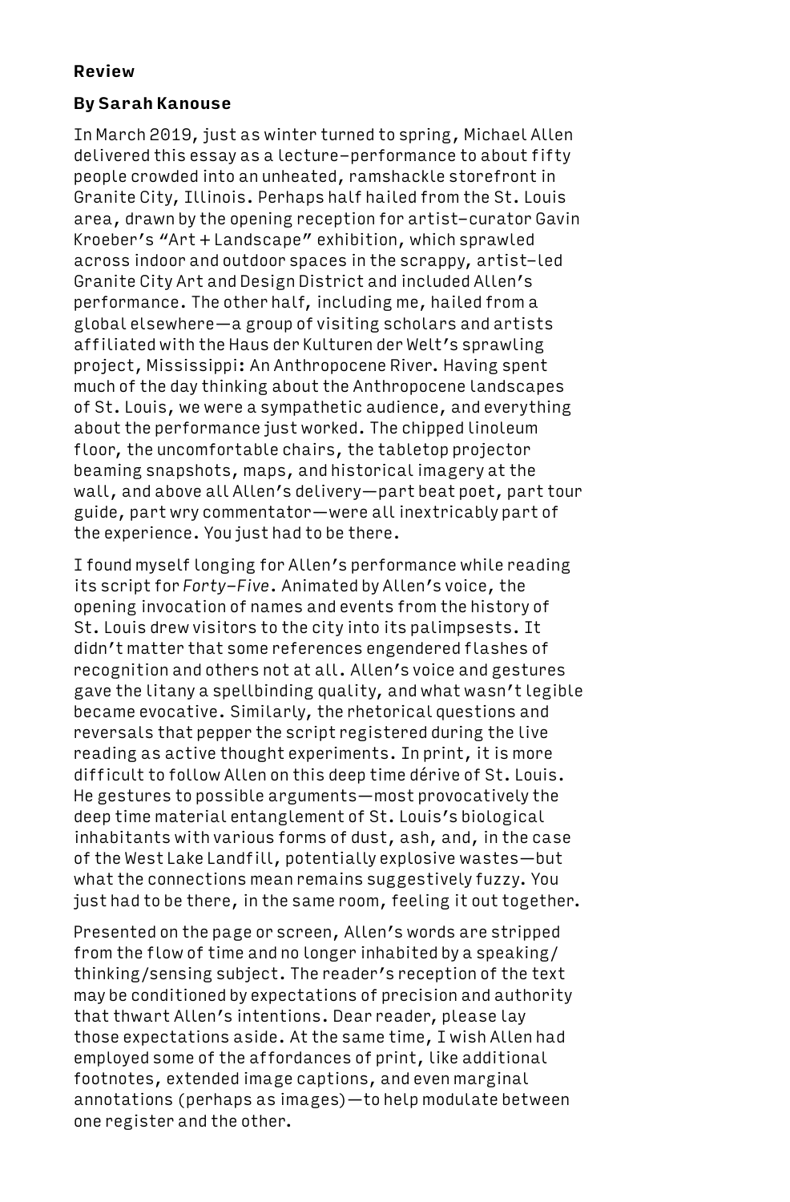**Review**

**By Sarah Kanouse**

In March 2019, just as winter turned to spring, Michael Allen delivered this essay as a lecture-performance to about fifty people crowded into an unheated, ramshackle storefront in Granite City, Illinois. Perhaps half hailed from the St. Louis area, drawn by the opening reception for artist-curator Gavin Kroeber's "Art + Landscape" exhibition, which sprawled across indoor and outdoor spaces in the scrappy, artist-led Granite City Art and Design District and included Allen's performance. The other half, including me, hailed from a global elsewhere—a group of visiting scholars and artists affiliated with the Haus der Kulturen der Welt's sprawling project, Mississippi: An Anthropocene River. Having spent much of the day thinking about the Anthropocene landscapes of St. Louis, we were a sympathetic audience, and everything about the performance just worked. The chipped linoleum floor, the uncomfortable chairs, the tabletop projector beaming snapshots, maps, and historical imagery at the wall, and above all Allen's delivery—part beat poet, part tour guide, part wry commentator—were all inextricably part of the experience. You just had to be there.

I found myself longing for Allen's performance while reading its script for *Forty-Five*. Animated by Allen's voice, the opening invocation of names and events from the history of St. Louis drew visitors to the city into its palimpsests. It didn't matter that some references engendered flashes of recognition and others not at all. Allen's voice and gestures gave the litany a spellbinding quality, and what wasn't legible became evocative. Similarly, the rhetorical questions and reversals that pepper the script registered during the live reading as active thought experiments. In print, it is more difficult to follow Allen on this deep time dérive of St. Louis. He gestures to possible arguments—most provocatively the deep time material entanglement of St. Louis's biological inhabitants with various forms of dust, ash, and, in the case of the West Lake Landfill, potentially explosive wastes—but what the connections mean remains suggestively fuzzy. You just had to be there, in the same room, feeling it out together.

Presented on the page or screen, Allen's words are stripped from the flow of time and no longer inhabited by a speaking/thinking/sensing subject. The reader's reception of the text may be conditioned by expectations of precision and authority that thwart Allen's intentions. Dear reader, please lay those expectations aside. At the same time, I wish Allen had employed some of the affordances of print, like additional footnotes, extended image captions, and even marginal annotations (perhaps as images)—to help modulate between one register and the other.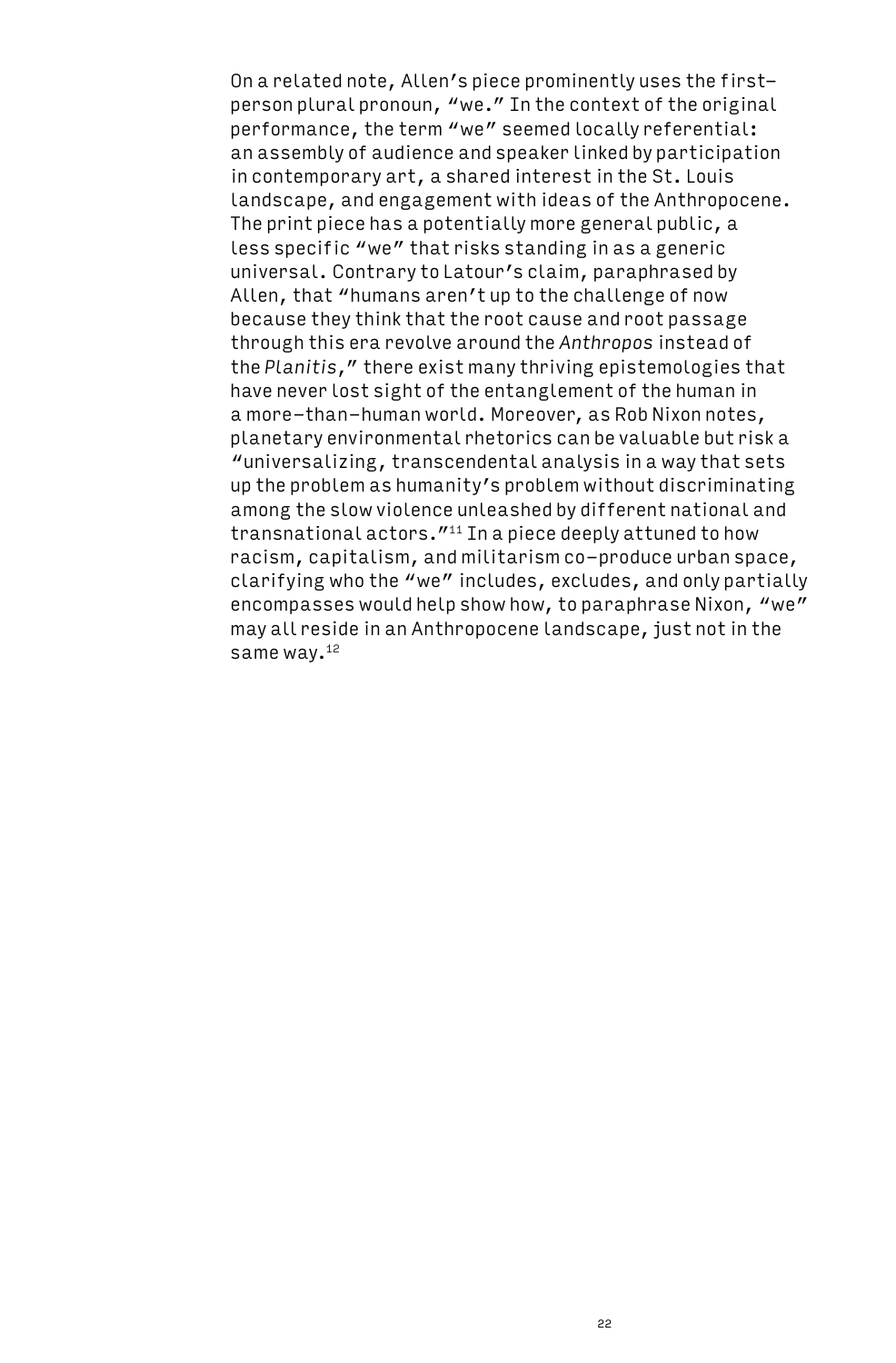On a related note, Allen's piece prominently uses the first-person plural pronoun, "we." In the context of the original performance, the term "we" seemed locally referential: an assembly of audience and speaker linked by participation in contemporary art, a shared interest in the St. Louis landscape, and engagement with ideas of the Anthropocene. The print piece has a potentially more general public, a less specific "we" that risks standing in as a generic universal. Contrary to Latour's claim, paraphrased by Allen, that "humans aren't up to the challenge of now because they think that the root cause and root passage through this era revolve around the *Anthropos* instead of the *Planitis*," there exist many thriving epistemologies that have never lost sight of the entanglement of the human in a more-than-human world. Moreover, as Rob Nixon notes, planetary environmental rhetorics can be valuable but risk a "universalizing, transcendental analysis in a way that sets up the problem as humanity's problem without discriminating among the slow violence unleashed by different national and transnational actors."[11] In a piece deeply attuned to how racism, capitalism, and militarism co-produce urban space, clarifying who the "we" includes, excludes, and only partially encompasses would help show how, to paraphrase Nixon, "we" may all reside in an Anthropocene landscape, just not in the same way.[12]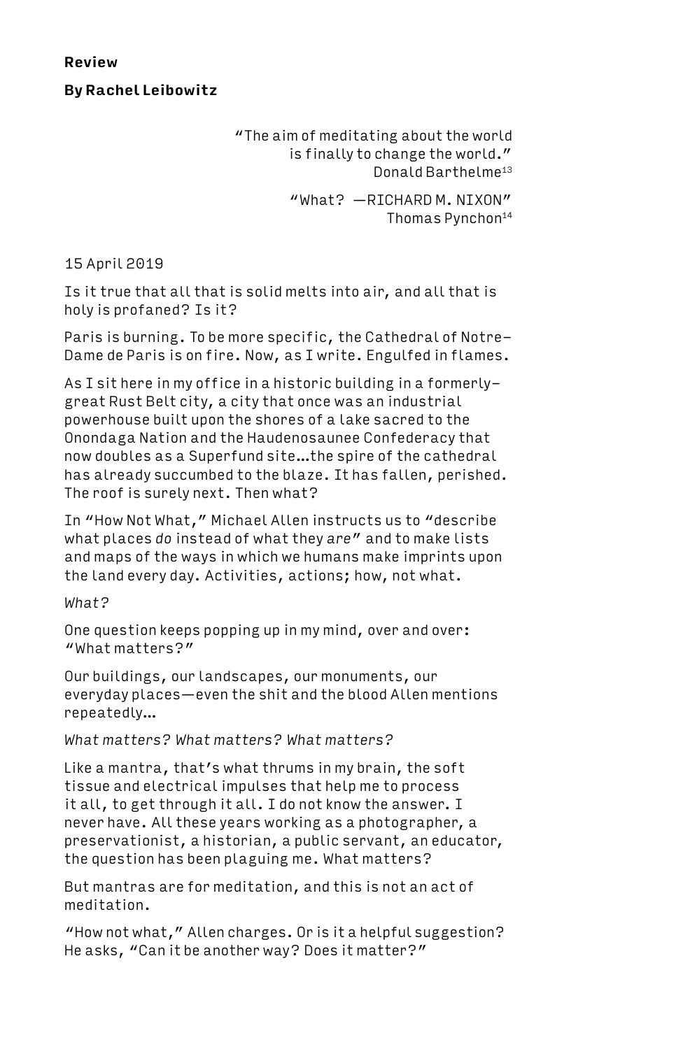**Review**

**By Rachel Leibowitz**

> "The aim of meditating about the world is finally to change the world."
> Donald Barthelme[13]

> "What? —RICHARD M. NIXON"
> Thomas Pynchon[14]

15 April 2019

Is it true that all that is solid melts into air, and all that is holy is profaned? Is it?

Paris is burning. To be more specific, the Cathedral of Notre-Dame de Paris is on fire. Now, as I write. Engulfed in flames.

As I sit here in my office in a historic building in a formerly-great Rust Belt city, a city that once was an industrial powerhouse built upon the shores of a lake sacred to the Onondaga Nation and the Haudenosaunee Confederacy that now doubles as a Superfund site…the spire of the cathedral has already succumbed to the blaze. It has fallen, perished. The roof is surely next. Then what?

In "How Not What," Michael Allen instructs us to "describe what places *do* instead of what they *are*" and to make lists and maps of the ways in which we humans make imprints upon the land every day. Activities, actions; how, not what.

*What?*

One question keeps popping up in my mind, over and over: "What matters?"

Our buildings, our landscapes, our monuments, our everyday places—even the shit and the blood Allen mentions repeatedly…

*What matters? What matters? What matters?*

Like a mantra, that's what thrums in my brain, the soft tissue and electrical impulses that help me to process it all, to get through it all. I do not know the answer. I never have. All these years working as a photographer, a preservationist, a historian, a public servant, an educator, the question has been plaguing me. What matters?

But mantras are for meditation, and this is not an act of meditation.

"How not what," Allen charges. Or is it a helpful suggestion? He asks, "Can it be another way? Does it matter?"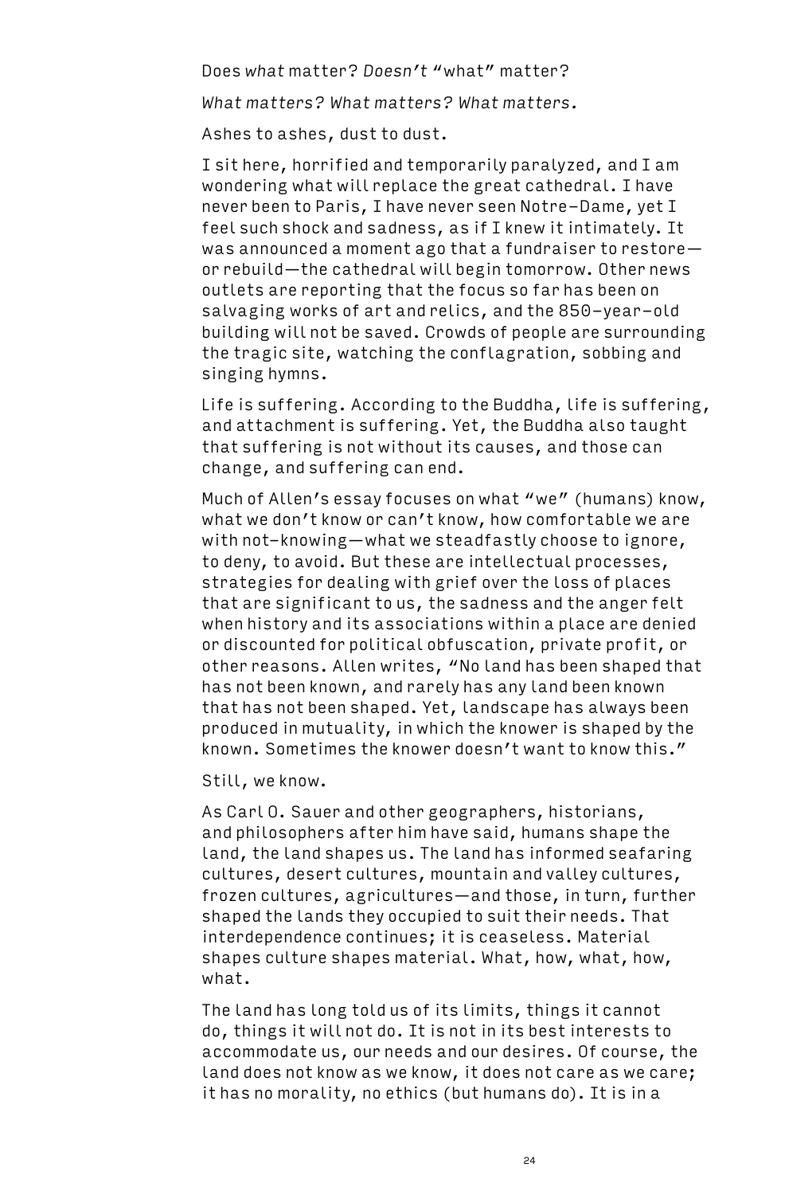Does *what* matter? *Doesn't* "what" matter?

*What matters? What matters? What matters.*

Ashes to ashes, dust to dust.

I sit here, horrified and temporarily paralyzed, and I am wondering what will replace the great cathedral. I have never been to Paris, I have never seen Notre-Dame, yet I feel such shock and sadness, as if I knew it intimately. It was announced a moment ago that a fundraiser to restore—or rebuild—the cathedral will begin tomorrow. Other news outlets are reporting that the focus so far has been on salvaging works of art and relics, and the 850-year-old building will not be saved. Crowds of people are surrounding the tragic site, watching the conflagration, sobbing and singing hymns.

Life is suffering. According to the Buddha, life is suffering, and attachment is suffering. Yet, the Buddha also taught that suffering is not without its causes, and those can change, and suffering can end.

Much of Allen's essay focuses on what "we" (humans) know, what we don't know or can't know, how comfortable we are with not-knowing—what we steadfastly choose to ignore, to deny, to avoid. But these are intellectual processes, strategies for dealing with grief over the loss of places that are significant to us, the sadness and the anger felt when history and its associations within a place are denied or discounted for political obfuscation, private profit, or other reasons. Allen writes, "No land has been shaped that has not been known, and rarely has any land been known that has not been shaped. Yet, landscape has always been produced in mutuality, in which the knower is shaped by the known. Sometimes the knower doesn't want to know this."

Still, we know.

As Carl O. Sauer and other geographers, historians, and philosophers after him have said, humans shape the land, the land shapes us. The land has informed seafaring cultures, desert cultures, mountain and valley cultures, frozen cultures, agricultures—and those, in turn, further shaped the lands they occupied to suit their needs. That interdependence continues; it is ceaseless. Material shapes culture shapes material. What, how, what, how, what.

The land has long told us of its limits, things it cannot do, things it will not do. It is not in its best interests to accommodate us, our needs and our desires. Of course, the land does not know as we know, it does not care as we care; it has no morality, no ethics (but humans do). It is in a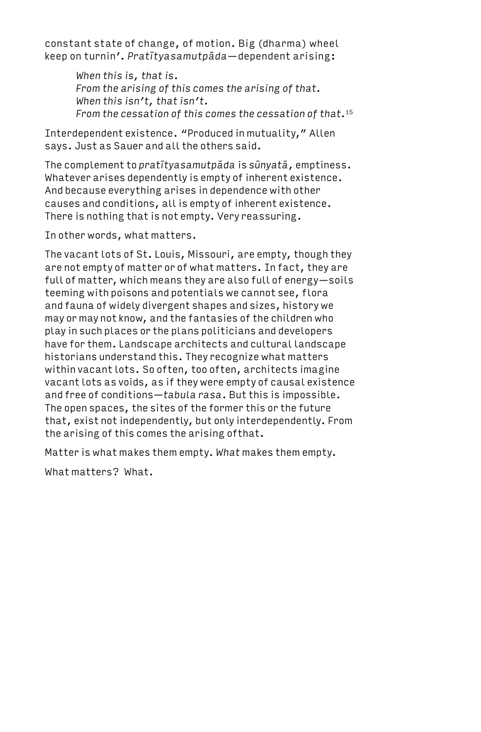constant state of change, of motion. Big (dharma) wheel keep on turnin'. *Pratītyasamutpāda*—dependent arising:

> *When this is, that is.*
> *From the arising of this comes the arising of that.*
> *When this isn't, that isn't.*
> *From the cessation of this comes the cessation of that.*[15]

Interdependent existence. "Produced in mutuality," Allen says. Just as Sauer and all the others said.

The complement to *pratītyasamutpāda* is *sūnyatā*, emptiness. Whatever arises dependently is empty of inherent existence. And because everything arises in dependence with other causes and conditions, all is empty of inherent existence. There is nothing that is not empty. Very reassuring.

In other words, what matters.

The vacant lots of St. Louis, Missouri, are empty, though they are not empty of matter or of what matters. In fact, they are full of matter, which means they are also full of energy—soils teeming with poisons and potentials we cannot see, flora and fauna of widely divergent shapes and sizes, history we may or may not know, and the fantasies of the children who play in such places or the plans politicians and developers have for them. Landscape architects and cultural landscape historians understand this. They recognize what matters within vacant lots. So often, too often, architects imagine vacant lots as voids, as if they were empty of causal existence and free of conditions—*tabula rasa*. But this is impossible. The open spaces, the sites of the former this or the future that, exist not independently, but only interdependently. From the arising of this comes the arising of that.

Matter is what makes them empty. *What* makes them empty.

What matters? What.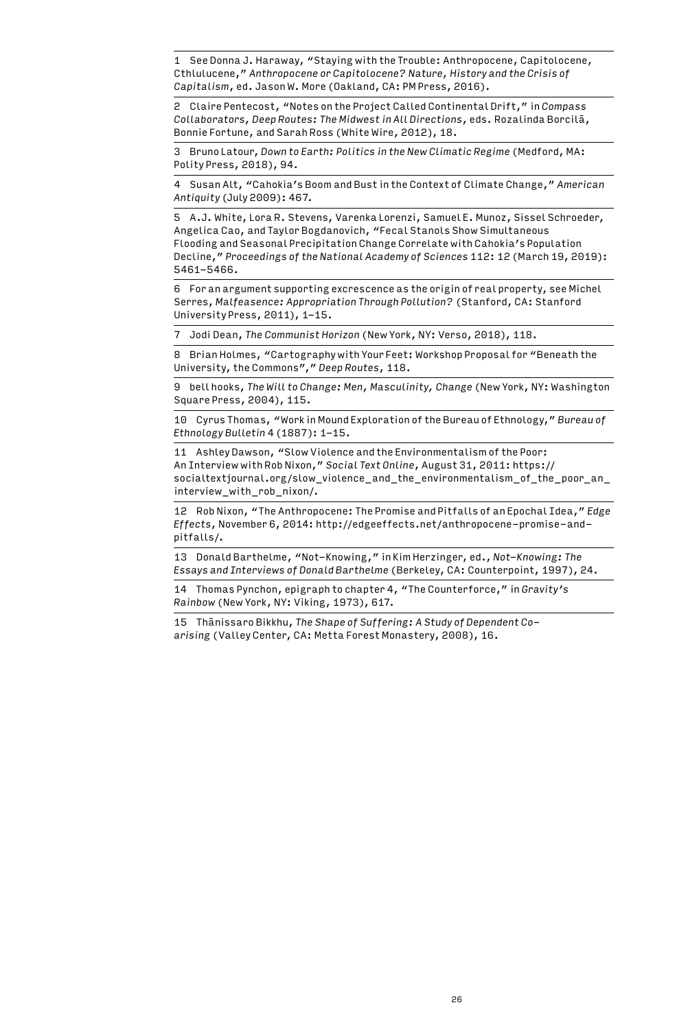1 See Donna J. Haraway, "Staying with the Trouble: Anthropocene, Capitolocene, Cthlulucene," *Anthropocene or Capitolocene? Nature, History and the Crisis of Capitalism*, ed. Jason W. More (Oakland, CA: PM Press, 2016).

2 Claire Pentecost, "Notes on the Project Called Continental Drift," in *Compass Collaborators, Deep Routes: The Midwest in All Directions*, eds. Rozalinda Borcilă, Bonnie Fortune, and Sarah Ross (White Wire, 2012), 18.

3 Bruno Latour, *Down to Earth: Politics in the New Climatic Regime* (Medford, MA: Polity Press, 2018), 94.

4 Susan Alt, "Cahokia's Boom and Bust in the Context of Climate Change," *American Antiquity* (July 2009): 467.

5 A.J. White, Lora R. Stevens, Varenka Lorenzi, Samuel E. Munoz, Sissel Schroeder, Angelica Cao, and Taylor Bogdanovich, "Fecal Stanols Show Simultaneous Flooding and Seasonal Precipitation Change Correlate with Cahokia's Population Decline," *Proceedings of the National Academy of Sciences* 112: 12 (March 19, 2019): 5461–5466.

6 For an argument supporting excrescence as the origin of real property, see Michel Serres, *Malfeasence: Appropriation Through Pollution?* (Stanford, CA: Stanford University Press, 2011), 1–15.

7 Jodi Dean, *The Communist Horizon* (New York, NY: Verso, 2018), 118.

8 Brian Holmes, "Cartography with Your Feet: Workshop Proposal for "Beneath the University, the Commons"," *Deep Routes*, 118.

9 bell hooks, *The Will to Change: Men, Masculinity, Change* (New York, NY: Washington Square Press, 2004), 115.

10 Cyrus Thomas, "Work in Mound Exploration of the Bureau of Ethnology," *Bureau of Ethnology Bulletin* 4 (1887): 1–15.

11 Ashley Dawson, "Slow Violence and the Environmentalism of the Poor: An Interview with Rob Nixon," *Social Text Online*, August 31, 2011: https://socialtextjournal.org/slow_violence_and_the_environmentalism_of_the_poor_an_interview_with_rob_nixon/.

12 Rob Nixon, "The Anthropocene: The Promise and Pitfalls of an Epochal Idea," *Edge Effects*, November 6, 2014: http://edgeeffects.net/anthropocene-promise-and-pitfalls/.

13 Donald Barthelme, "Not-Knowing," in Kim Herzinger, ed., *Not-Knowing: The Essays and Interviews of Donald Barthelme* (Berkeley, CA: Counterpoint, 1997), 24.

14 Thomas Pynchon, epigraph to chapter 4, "The Counterforce," in *Gravity's Rainbow* (New York, NY: Viking, 1973), 617.

15 Thānissaro Bikkhu, *The Shape of Suffering: A Study of Dependent Co-arising* (Valley Center, CA: Metta Forest Monastery, 2008), 16.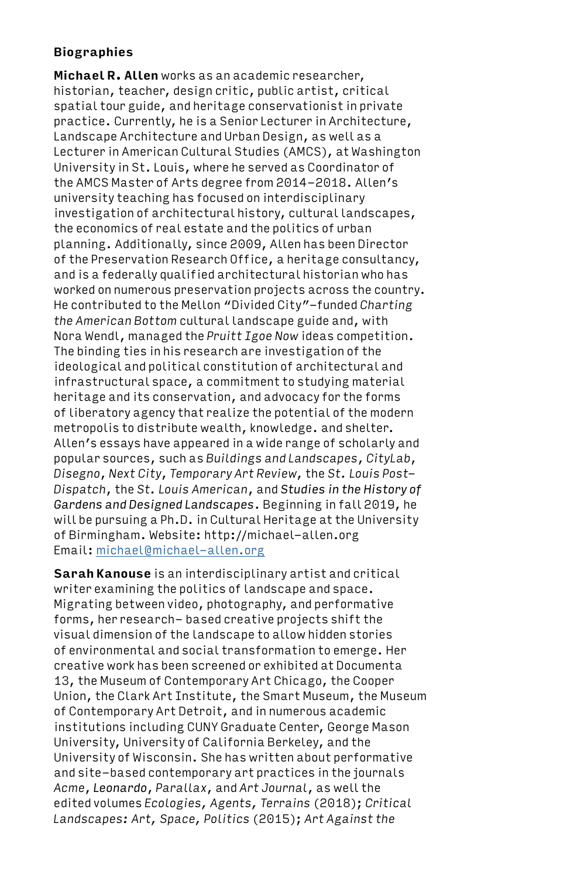**Biographies**

**Michael R. Allen** works as an academic researcher, historian, teacher, design critic, public artist, critical spatial tour guide, and heritage conservationist in private practice. Currently, he is a Senior Lecturer in Architecture, Landscape Architecture and Urban Design, as well as a Lecturer in American Cultural Studies (AMCS), at Washington University in St. Louis, where he served as Coordinator of the AMCS Master of Arts degree from 2014–2018. Allen's university teaching has focused on interdisciplinary investigation of architectural history, cultural landscapes, the economics of real estate and the politics of urban planning. Additionally, since 2009, Allen has been Director of the Preservation Research Office, a heritage consultancy, and is a federally qualified architectural historian who has worked on numerous preservation projects across the country. He contributed to the Mellon "Divided City"-funded *Charting the American Bottom* cultural landscape guide and, with Nora Wendl, managed the *Pruitt Igoe Now* ideas competition. The binding ties in his research are investigation of the ideological and political constitution of architectural and infrastructural space, a commitment to studying material heritage and its conservation, and advocacy for the forms of liberatory agency that realize the potential of the modern metropolis to distribute wealth, knowledge. and shelter. Allen's essays have appeared in a wide range of scholarly and popular sources, such as *Buildings and Landscapes*, *CityLab*, *Disegno*, *Next City*, *Temporary Art Review*, the *St. Louis Post-Dispatch*, the *St. Louis American*, and *Studies in the History of Gardens and Designed Landscapes*. Beginning in fall 2019, he will be pursuing a Ph.D. in Cultural Heritage at the University of Birmingham. Website: http://michael-allen.org
Email: michael@michael-allen.org

**Sarah Kanouse** is an interdisciplinary artist and critical writer examining the politics of landscape and space. Migrating between video, photography, and performative forms, her research- based creative projects shift the visual dimension of the landscape to allow hidden stories of environmental and social transformation to emerge. Her creative work has been screened or exhibited at Documenta 13, the Museum of Contemporary Art Chicago, the Cooper Union, the Clark Art Institute, the Smart Museum, the Museum of Contemporary Art Detroit, and in numerous academic institutions including CUNY Graduate Center, George Mason University, University of California Berkeley, and the University of Wisconsin. She has written about performative and site-based contemporary art practices in the journals *Acme*, *Leonardo*, *Parallax*, and *Art Journal*, as well the edited volumes *Ecologies, Agents, Terrains* (2018); *Critical Landscapes: Art, Space, Politics* (2015); *Art Against the*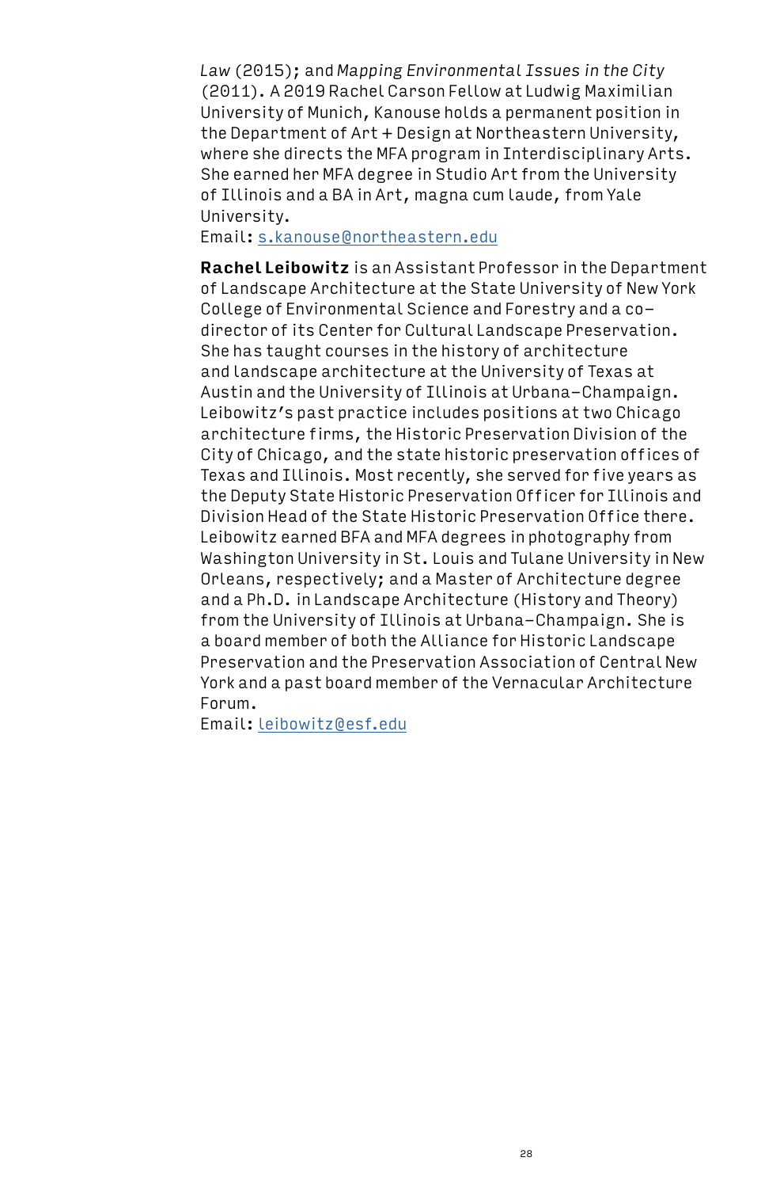*Law* (2015); and *Mapping Environmental Issues in the City* (2011). A 2019 Rachel Carson Fellow at Ludwig Maximilian University of Munich, Kanouse holds a permanent position in the Department of Art + Design at Northeastern University, where she directs the MFA program in Interdisciplinary Arts. She earned her MFA degree in Studio Art from the University of Illinois and a BA in Art, magna cum laude, from Yale University.
Email: s.kanouse@northeastern.edu

**Rachel Leibowitz** is an Assistant Professor in the Department of Landscape Architecture at the State University of New York College of Environmental Science and Forestry and a co-director of its Center for Cultural Landscape Preservation. She has taught courses in the history of architecture and landscape architecture at the University of Texas at Austin and the University of Illinois at Urbana-Champaign. Leibowitz's past practice includes positions at two Chicago architecture firms, the Historic Preservation Division of the City of Chicago, and the state historic preservation offices of Texas and Illinois. Most recently, she served for five years as the Deputy State Historic Preservation Officer for Illinois and Division Head of the State Historic Preservation Office there. Leibowitz earned BFA and MFA degrees in photography from Washington University in St. Louis and Tulane University in New Orleans, respectively; and a Master of Architecture degree and a Ph.D. in Landscape Architecture (History and Theory) from the University of Illinois at Urbana-Champaign. She is a board member of both the Alliance for Historic Landscape Preservation and the Preservation Association of Central New York and a past board member of the Vernacular Architecture Forum.
Email: leibowitz@esf.edu